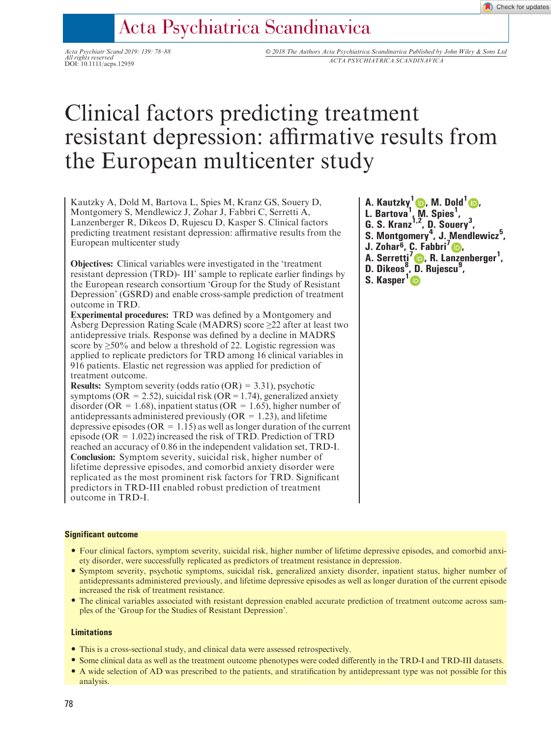# Clinical factors predicting treatment resistant depression: affirmative results from the European multicenter study

Kautzky A, Dold M, Bartova L, Spies M, Kranz GS, Souery D, Montgomery S, Mendlewicz J, Zohar J, Fabbri C, Serretti A, Lanzenberger R, Dikeos D, Rujescu D, Kasper S. Clinical factors predicting treatment resistant depression: affirmative results from the European multicenter study

**A. Kautzky**[1], **M. Dold**[1], **L. Bartova**[1], **M. Spies**[1], **G. S. Kranz**[1,2], **D. Souery**[3], **S. Montgomery**[4], **J. Mendlewicz**[5], **J. Zohar**[6], **C. Fabbri**[7], **A. Serretti**[7], **R. Lanzenberger**[1], **D. Dikeos**[8], **D. Rujescu**[9], **S. Kasper**[1]

**Objectives:** Clinical variables were investigated in the 'treatment resistant depression (TRD)- III' sample to replicate earlier findings by the European research consortium 'Group for the Study of Resistant Depression' (GSRD) and enable cross-sample prediction of treatment outcome in TRD.

**Experimental procedures:** TRD was defined by a Montgomery and Åsberg Depression Rating Scale (MADRS) score ≥22 after at least two antidepressive trials. Response was defined by a decline in MADRS score by ≥50% and below a threshold of 22. Logistic regression was applied to replicate predictors for TRD among 16 clinical variables in 916 patients. Elastic net regression was applied for prediction of treatment outcome.

**Results:** Symptom severity (odds ratio (OR) = 3.31), psychotic symptoms (OR = 2.52), suicidal risk (OR = 1.74), generalized anxiety disorder (OR = 1.68), inpatient status (OR = 1.65), higher number of antidepressants administered previously (OR = 1.23), and lifetime depressive episodes (OR = 1.15) as well as longer duration of the current episode (OR = 1.022) increased the risk of TRD. Prediction of TRD reached an accuracy of 0.86 in the independent validation set, TRD-I.

**Conclusion:** Symptom severity, suicidal risk, higher number of lifetime depressive episodes, and comorbid anxiety disorder were replicated as the most prominent risk factors for TRD. Significant predictors in TRD-III enabled robust prediction of treatment outcome in TRD-I.

### Significant outcome

- Four clinical factors, symptom severity, suicidal risk, higher number of lifetime depressive episodes, and comorbid anxiety disorder, were successfully replicated as predictors of treatment resistance in depression.
- Symptom severity, psychotic symptoms, suicidal risk, generalized anxiety disorder, inpatient status, higher number of antidepressants administered previously, and lifetime depressive episodes as well as longer duration of the current episode increased the risk of treatment resistance.
- The clinical variables associated with resistant depression enabled accurate prediction of treatment outcome across samples of the 'Group for the Studies of Resistant Depression'.

### Limitations

- This is a cross-sectional study, and clinical data were assessed retrospectively.
- Some clinical data as well as the treatment outcome phenotypes were coded differently in the TRD-I and TRD-III datasets.
- A wide selection of AD was prescribed to the patients, and stratification by antidepressant type was not possible for this analysis.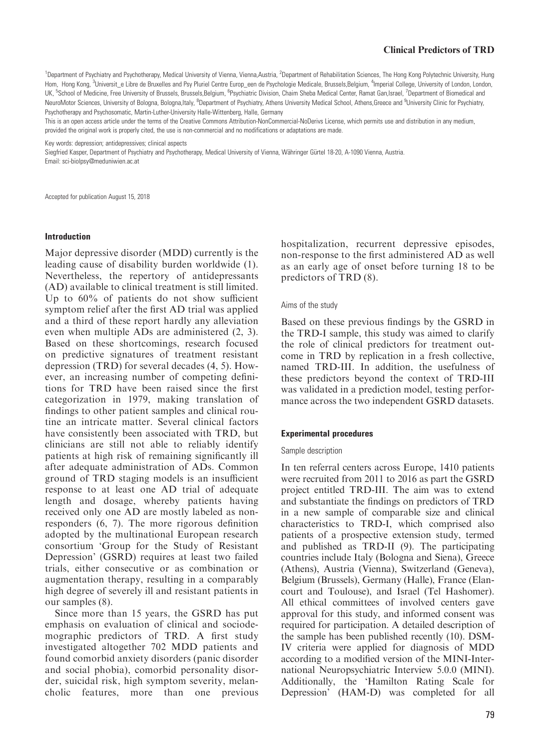[1]Department of Psychiatry and Psychotherapy, Medical University of Vienna, Vienna,Austria, [2]Department of Rehabilitation Sciences, The Hong Kong Polytechnic University, Hung Hom, Hong Kong, [3]Universit_e Libre de Bruxelles and Psy Pluriel Centre Europ_een de Psychologie Medicale, Brussels,Belgium, [4]Imperial College, University of London, London, UK, [5]School of Medicine, Free University of Brussels, Brussels,Belgium, [6]Psychiatric Division, Chaim Sheba Medical Center, Ramat Gan,Israel, [7]Department of Biomedical and NeuroMotor Sciences, University of Bologna, Bologna,Italy, [8]Department of Psychiatry, Athens University Medical School, Athens,Greece and [9]University Clinic for Psychiatry, Psychotherapy and Psychosomatic, Martin-Luther-University Halle-Wittenberg, Halle, Germany

This is an open access article under the terms of the Creative Commons Attribution-NonCommercial-NoDerivs License, which permits use and distribution in any medium, provided the original work is properly cited, the use is non-commercial and no modifications or adaptations are made.

Key words: depression; antidepressives; clinical aspects

Siegfried Kasper, Department of Psychiatry and Psychotherapy, Medical University of Vienna, Währinger Gürtel 18-20, A-1090 Vienna, Austria.
Email: sci-biolpsy@meduniwien.ac.at

Accepted for publication August 15, 2018

## Introduction

Major depressive disorder (MDD) currently is the leading cause of disability burden worldwide (1). Nevertheless, the repertory of antidepressants (AD) available to clinical treatment is still limited. Up to 60% of patients do not show sufficient symptom relief after the first AD trial was applied and a third of these report hardly any alleviation even when multiple ADs are administered (2, 3). Based on these shortcomings, research focused on predictive signatures of treatment resistant depression (TRD) for several decades (4, 5). However, an increasing number of competing definitions for TRD have been raised since the first categorization in 1979, making translation of findings to other patient samples and clinical routine an intricate matter. Several clinical factors have consistently been associated with TRD, but clinicians are still not able to reliably identify patients at high risk of remaining significantly ill after adequate administration of ADs. Common ground of TRD staging models is an insufficient response to at least one AD trial of adequate length and dosage, whereby patients having received only one AD are mostly labeled as nonresponders (6, 7). The more rigorous definition adopted by the multinational European research consortium 'Group for the Study of Resistant Depression' (GSRD) requires at least two failed trials, either consecutive or as combination or augmentation therapy, resulting in a comparably high degree of severely ill and resistant patients in our samples (8).

Since more than 15 years, the GSRD has put emphasis on evaluation of clinical and sociodemographic predictors of TRD. A first study investigated altogether 702 MDD patients and found comorbid anxiety disorders (panic disorder and social phobia), comorbid personality disorder, suicidal risk, high symptom severity, melancholic features, more than one previous hospitalization, recurrent depressive episodes, non-response to the first administered AD as well as an early age of onset before turning 18 to be predictors of TRD (8).

### Aims of the study

Based on these previous findings by the GSRD in the TRD-I sample, this study was aimed to clarify the role of clinical predictors for treatment outcome in TRD by replication in a fresh collective, named TRD-III. In addition, the usefulness of these predictors beyond the context of TRD-III was validated in a prediction model, testing performance across the two independent GSRD datasets.

## Experimental procedures

### Sample description

In ten referral centers across Europe, 1410 patients were recruited from 2011 to 2016 as part the GSRD project entitled TRD-III. The aim was to extend and substantiate the findings on predictors of TRD in a new sample of comparable size and clinical characteristics to TRD-I, which comprised also patients of a prospective extension study, termed and published as TRD-II (9). The participating countries include Italy (Bologna and Siena), Greece (Athens), Austria (Vienna), Switzerland (Geneva), Belgium (Brussels), Germany (Halle), France (Elancourt and Toulouse), and Israel (Tel Hashomer). All ethical committees of involved centers gave approval for this study, and informed consent was required for participation. A detailed description of the sample has been published recently (10). DSM-IV criteria were applied for diagnosis of MDD according to a modified version of the MINI-International Neuropsychiatric Interview 5.0.0 (MINI). Additionally, the 'Hamilton Rating Scale for Depression' (HAM-D) was completed for all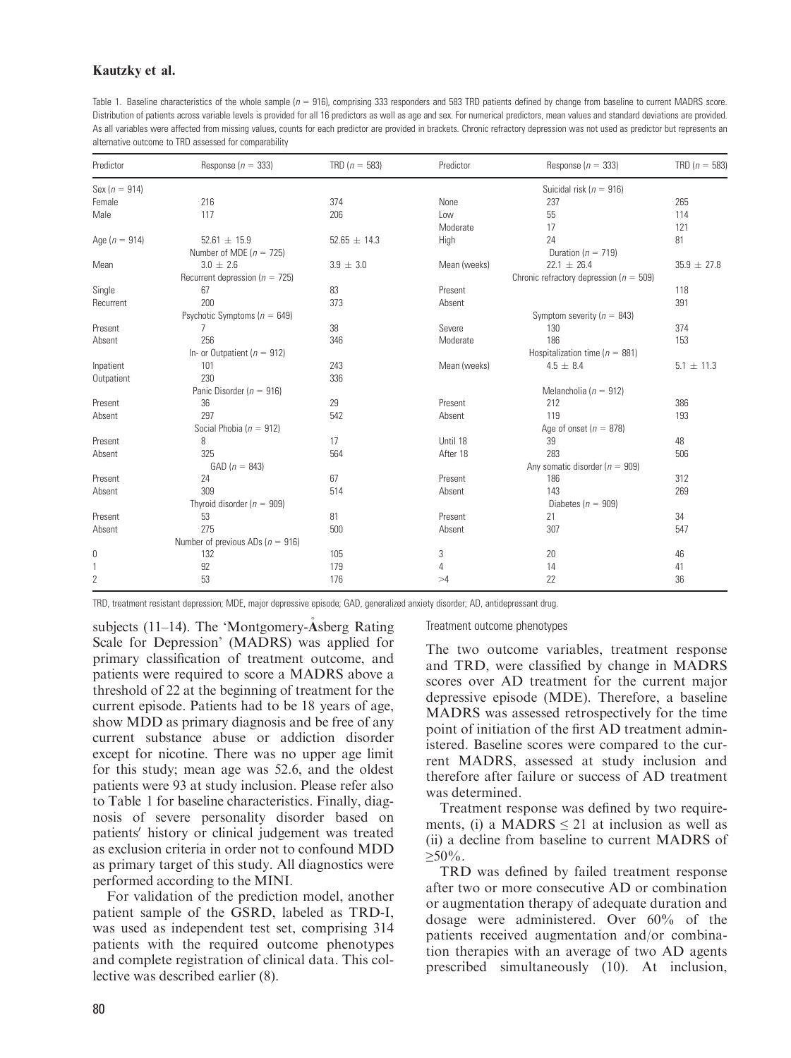Table 1. Baseline characteristics of the whole sample ($n = 916$), comprising 333 responders and 583 TRD patients defined by change from baseline to current MADRS score. Distribution of patients across variable levels is provided for all 16 predictors as well as age and sex. For numerical predictors, mean values and standard deviations are provided. As all variables were affected from missing values, counts for each predictor are provided in brackets. Chronic refractory depression was not used as predictor but represents an alternative outcome to TRD assessed for comparability

| Predictor | Response ($n = 333$) | TRD ($n = 583$) | Predictor | Response ($n = 333$) | TRD ($n = 583$) |
|---|---|---|---|---|---|
| Sex ($n = 914$) | | | | Suicidal risk ($n = 916$) | |
| Female | 216 | 374 | None | 237 | 265 |
| Male | 117 | 206 | Low | 55 | 114 |
| | | | Moderate | 17 | 121 |
| Age ($n = 914$) | 52.61 ± 15.9 | 52.65 ± 14.3 | High | 24 | 81 |
| | Number of MDE ($n = 725$) | | | Duration ($n = 719$) | |
| Mean | 3.0 ± 2.6 | 3.9 ± 3.0 | Mean (weeks) | 22.1 ± 26.4 | 35.9 ± 27.8 |
| | Recurrent depression ($n = 725$) | | | Chronic refractory depression ($n = 509$) | |
| Single | 67 | 83 | Present | | 118 |
| Recurrent | 200 | 373 | Absent | | 391 |
| | Psychotic Symptoms ($n = 649$) | | | Symptom severity ($n = 843$) | |
| Present | 7 | 38 | Severe | 130 | 374 |
| Absent | 256 | 346 | Moderate | 186 | 153 |
| | In- or Outpatient ($n = 912$) | | | Hospitalization time ($n = 881$) | |
| Inpatient | 101 | 243 | Mean (weeks) | 4.5 ± 8.4 | 5.1 ± 11.3 |
| Outpatient | 230 | 336 | | | |
| | Panic Disorder ($n = 916$) | | | Melancholia ($n = 912$) | |
| Present | 36 | 29 | Present | 212 | 386 |
| Absent | 297 | 542 | Absent | 119 | 193 |
| | Social Phobia ($n = 912$) | | | Age of onset ($n = 878$) | |
| Present | 8 | 17 | Until 18 | 39 | 48 |
| Absent | 325 | 564 | After 18 | 283 | 506 |
| | GAD ($n = 843$) | | | Any somatic disorder ($n = 909$) | |
| Present | 24 | 67 | Present | 186 | 312 |
| Absent | 309 | 514 | Absent | 143 | 269 |
| | Thyroid disorder ($n = 909$) | | | Diabetes ($n = 909$) | |
| Present | 53 | 81 | Present | 21 | 34 |
| Absent | 275 | 500 | Absent | 307 | 547 |
| | Number of previous ADs ($n = 916$) | | | | |
| 0 | 132 | 105 | 3 | 20 | 46 |
| 1 | 92 | 179 | 4 | 14 | 41 |
| 2 | 53 | 176 | >4 | 22 | 36 |

TRD, treatment resistant depression; MDE, major depressive episode; GAD, generalized anxiety disorder; AD, antidepressant drug.

subjects (11–14). The 'Montgomery-Åsberg Rating Scale for Depression' (MADRS) was applied for primary classification of treatment outcome, and patients were required to score a MADRS above a threshold of 22 at the beginning of treatment for the current episode. Patients had to be 18 years of age, show MDD as primary diagnosis and be free of any current substance abuse or addiction disorder except for nicotine. There was no upper age limit for this study; mean age was 52.6, and the oldest patients were 93 at study inclusion. Please refer also to Table 1 for baseline characteristics. Finally, diagnosis of severe personality disorder based on patients′ history or clinical judgement was treated as exclusion criteria in order not to confound MDD as primary target of this study. All diagnostics were performed according to the MINI.

For validation of the prediction model, another patient sample of the GSRD, labeled as TRD-I, was used as independent test set, comprising 314 patients with the required outcome phenotypes and complete registration of clinical data. This collective was described earlier (8).

### Treatment outcome phenotypes

The two outcome variables, treatment response and TRD, were classified by change in MADRS scores over AD treatment for the current major depressive episode (MDE). Therefore, a baseline MADRS was assessed retrospectively for the time point of initiation of the first AD treatment administered. Baseline scores were compared to the current MADRS, assessed at study inclusion and therefore after failure or success of AD treatment was determined.

Treatment response was defined by two requirements, (i) a MADRS $\leq 21$ at inclusion as well as (ii) a decline from baseline to current MADRS of $\geq 50\%$.

TRD was defined by failed treatment response after two or more consecutive AD or combination or augmentation therapy of adequate duration and dosage were administered. Over 60% of the patients received augmentation and/or combination therapies with an average of two AD agents prescribed simultaneously (10). At inclusion,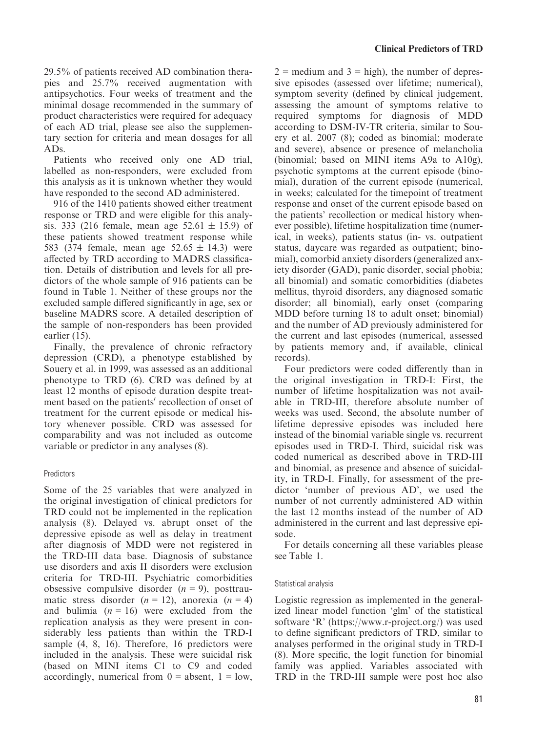29.5% of patients received AD combination therapies and 25.7% received augmentation with antipsychotics. Four weeks of treatment and the minimal dosage recommended in the summary of product characteristics were required for adequacy of each AD trial, please see also the supplementary section for criteria and mean dosages for all ADs.

Patients who received only one AD trial, labelled as non-responders, were excluded from this analysis as it is unknown whether they would have responded to the second AD administered.

916 of the 1410 patients showed either treatment response or TRD and were eligible for this analysis. 333 (216 female, mean age 52.61 ± 15.9) of these patients showed treatment response while 583 (374 female, mean age 52.65 ± 14.3) were affected by TRD according to MADRS classification. Details of distribution and levels for all predictors of the whole sample of 916 patients can be found in Table 1. Neither of these groups nor the excluded sample differed significantly in age, sex or baseline MADRS score. A detailed description of the sample of non-responders has been provided earlier (15).

Finally, the prevalence of chronic refractory depression (CRD), a phenotype established by Souery et al. in 1999, was assessed as an additional phenotype to TRD (6). CRD was defined by at least 12 months of episode duration despite treatment based on the patients′ recollection of onset of treatment for the current episode or medical history whenever possible. CRD was assessed for comparability and was not included as outcome variable or predictor in any analyses (8).

### Predictors

Some of the 25 variables that were analyzed in the original investigation of clinical predictors for TRD could not be implemented in the replication analysis (8). Delayed vs. abrupt onset of the depressive episode as well as delay in treatment after diagnosis of MDD were not registered in the TRD-III data base. Diagnosis of substance use disorders and axis II disorders were exclusion criteria for TRD-III. Psychiatric comorbidities obsessive compulsive disorder ($n = 9$), posttraumatic stress disorder ($n = 12$), anorexia ($n = 4$) and bulimia ($n = 16$) were excluded from the replication analysis as they were present in considerably less patients than within the TRD-I sample (4, 8, 16). Therefore, 16 predictors were included in the analysis. These were suicidal risk (based on MINI items C1 to C9 and coded accordingly, numerical from 0 = absent, 1 = low, 2 = medium and 3 = high), the number of depressive episodes (assessed over lifetime; numerical), symptom severity (defined by clinical judgement, assessing the amount of symptoms relative to required symptoms for diagnosis of MDD according to DSM-IV-TR criteria, similar to Souery et al. 2007 (8); coded as binomial; moderate and severe), absence or presence of melancholia (binomial; based on MINI items A9a to A10g), psychotic symptoms at the current episode (binomial), duration of the current episode (numerical, in weeks; calculated for the timepoint of treatment response and onset of the current episode based on the patients' recollection or medical history whenever possible), lifetime hospitalization time (numerical, in weeks), patients status (in- vs. outpatient status, daycare was regarded as outpatient; binomial), comorbid anxiety disorders (generalized anxiety disorder (GAD), panic disorder, social phobia; all binomial) and somatic comorbidities (diabetes mellitus, thyroid disorders, any diagnosed somatic disorder; all binomial), early onset (comparing MDD before turning 18 to adult onset; binomial) and the number of AD previously administered for the current and last episodes (numerical, assessed by patients memory and, if available, clinical records).

Four predictors were coded differently than in the original investigation in TRD-I: First, the number of lifetime hospitalization was not available in TRD-III, therefore absolute number of weeks was used. Second, the absolute number of lifetime depressive episodes was included here instead of the binomial variable single vs. recurrent episodes used in TRD-I. Third, suicidal risk was coded numerical as described above in TRD-III and binomial, as presence and absence of suicidality, in TRD-I. Finally, for assessment of the predictor 'number of previous AD', we used the number of not currently administered AD within the last 12 months instead of the number of AD administered in the current and last depressive episode.

For details concerning all these variables please see Table 1.

### Statistical analysis

Logistic regression as implemented in the generalized linear model function 'glm' of the statistical software 'R' (https://www.r-project.org/) was used to define significant predictors of TRD, similar to analyses performed in the original study in TRD-I (8). More specific, the logit function for binomial family was applied. Variables associated with TRD in the TRD-III sample were post hoc also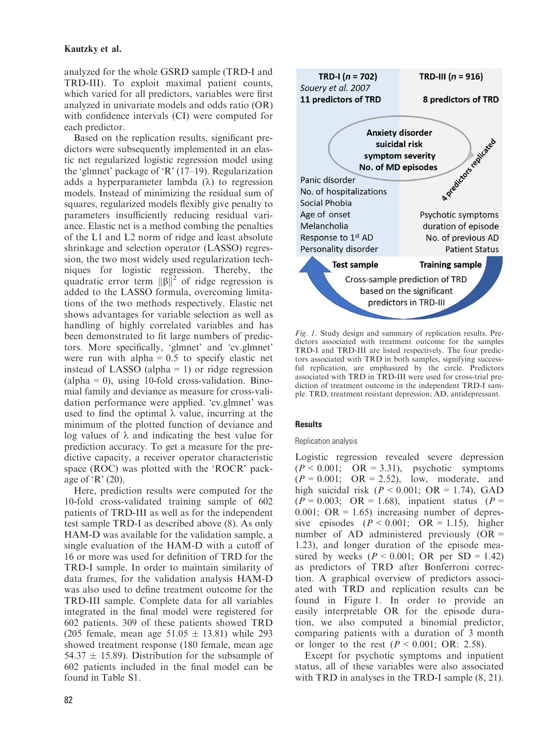analyzed for the whole GSRD sample (TRD-I and TRD-III). To exploit maximal patient counts, which varied for all predictors, variables were first analyzed in univariate models and odds ratio (OR) with confidence intervals (CI) were computed for each predictor.

Based on the replication results, significant predictors were subsequently implemented in an elastic net regularized logistic regression model using the 'glmnet' package of 'R' (17–19). Regularization adds a hyperparameter lambda (λ) to regression models. Instead of minimizing the residual sum of squares, regularized models flexibly give penalty to parameters insufficiently reducing residual variance. Elastic net is a method combing the penalties of the L1 and L2 norm of ridge and least absolute shrinkage and selection operator (LASSO) regression, the two most widely used regularization techniques for logistic regression. Thereby, the quadratic error term $\|\beta\|^2$ of ridge regression is added to the LASSO formula, overcoming limitations of the two methods respectively. Elastic net shows advantages for variable selection as well as handling of highly correlated variables and has been demonstrated to fit large numbers of predictors. More specifically, 'glmnet' and 'cv.glmnet' were run with alpha = 0.5 to specify elastic net instead of LASSO (alpha = 1) or ridge regression (alpha = 0), using 10-fold cross-validation. Binomial family and deviance as measure for cross-validation performance were applied. 'cv.glmnet' was used to find the optimal λ value, incurring at the minimum of the plotted function of deviance and log values of λ and indicating the best value for prediction accuracy. To get a measure for the predictive capacity, a receiver operator characteristic space (ROC) was plotted with the 'ROCR' package of 'R' (20).

Here, prediction results were computed for the 10-fold cross-validated training sample of 602 patients of TRD-III as well as for the independent test sample TRD-I as described above (8). As only HAM-D was available for the validation sample, a single evaluation of the HAM-D with a cutoff of 16 or more was used for definition of TRD for the TRD-I sample. In order to maintain similarity of data frames, for the validation analysis HAM-D was also used to define treatment outcome for the TRD-III sample. Complete data for all variables integrated in the final model were registered for 602 patients. 309 of these patients showed TRD (205 female, mean age 51.05 ± 13.81) while 293 showed treatment response (180 female, mean age 54.37 ± 15.89). Distribution for the subsample of 602 patients included in the final model can be found in Table S1.

| TRD-I ($n$ = 702) *Souery et al. 2007* 11 predictors of TRD | TRD-III ($n$ = 916) 8 predictors of TRD |
|---|---|
| Anxiety disorder, suicidal risk, symptom severity, No. of MD episodes (4 predictors replicated) | |
| Panic disorder | |
| No. of hospitalizations | |
| Social Phobia | |
| Age of onset | Psychotic symptoms |
| Melancholia | duration of episode |
| Response to 1st AD | No. of previous AD |
| Personality disorder | Patient Status |
| Test sample | Training sample |

Cross-sample prediction of TRD based on the significant predictors in TRD-III

*Fig. 1.* Study design and summary of replication results. Predictors associated with treatment outcome for the samples TRD-I and TRD-III are listed respectively. The four predictors associated with TRD in both samples, signifying successful replication, are emphasized by the circle. Predictors associated with TRD in TRD-III were used for cross-trial prediction of treatment outcome in the independent TRD-I sample. TRD, treatment resistant depression; AD, antidepressant.

## Results

### Replication analysis

Logistic regression revealed severe depression ($P < 0.001$; OR = 3.31), psychotic symptoms ($P = 0.001$; OR = 2.52), low, moderate, and high suicidal risk ($P < 0.001$; OR = 1.74), GAD ($P = 0.003$; OR = 1.68), inpatient status ($P = 0.001$; OR = 1.65) increasing number of depressive episodes ($P < 0.001$; OR = 1.15), higher number of AD administered previously (OR = 1.23), and longer duration of the episode measured by weeks ($P < 0.001$; OR per SD = 1.42) as predictors of TRD after Bonferroni correction. A graphical overview of predictors associated with TRD and replication results can be found in Figure 1. In order to provide an easily interpretable OR for the episode duration, we also computed a binomial predictor, comparing patients with a duration of 3 month or longer to the rest ($P < 0.001$; OR: 2.58).

Except for psychotic symptoms and inpatient status, all of these variables were also associated with TRD in analyses in the TRD-I sample (8, 21).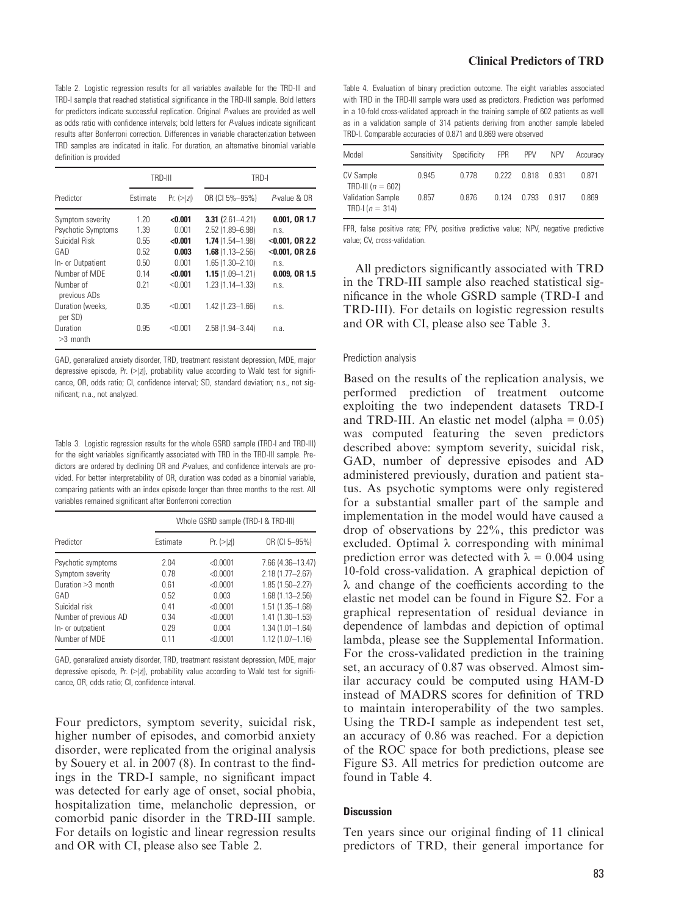Table 2. Logistic regression results for all variables available for the TRD-III and TRD-I sample that reached statistical significance in the TRD-III sample. Bold letters for predictors indicate successful replication. Original *P*-values are provided as well as odds ratio with confidence intervals; bold letters for *P*-values indicate significant results after Bonferroni correction. Differences in variable characterization between TRD samples are indicated in italic. For duration, an alternative binomial variable definition is provided

| | TRD-III | | TRD-I | |
|---|---|---|---|---|
| Predictor | Estimate | Pr. (>\|z\|) | OR (CI 5%–95%) | *P*-value & OR |
| Symptom severity | 1.20 | **<0.001** | **3.31** (2.61–4.21) | **0.001, OR 1.7** |
| Psychotic Symptoms | 1.39 | 0.001 | 2.52 (1.89–6.98) | n.s. |
| Suicidal Risk | 0.55 | **<0.001** | **1.74** (1.54–1.98) | **<0.001, OR 2.2** |
| GAD | 0.52 | **0.003** | **1.68** (1.13–2.56) | **<0.001, OR 2.6** |
| In- or Outpatient | 0.50 | 0.001 | 1.65 (1.30–2.10) | n.s. |
| Number of MDE | 0.14 | **<0.001** | **1.15** (1.09–1.21) | **0.009, OR 1.5** |
| Number of previous ADs | 0.21 | <0.001 | 1.23 (1.14–1.33) | n.s. |
| Duration (weeks, per SD) | 0.35 | <0.001 | 1.42 (1.23–1.66) | n.s. |
| Duration >3 month | 0.95 | <0.001 | 2.58 (1.94–3.44) | n.a. |

GAD, generalized anxiety disorder, TRD, treatment resistant depression, MDE, major depressive episode, Pr. (>|z|), probability value according to Wald test for significance, OR, odds ratio; CI, confidence interval; SD, standard deviation; n.s., not significant; n.a., not analyzed.

Table 3. Logistic regression results for the whole GSRD sample (TRD-I and TRD-III) for the eight variables significantly associated with TRD in the TRD-III sample. Predictors are ordered by declining OR and *P*-values, and confidence intervals are provided. For better interpretability of OR, duration was coded as a binomial variable, comparing patients with an index episode longer than three months to the rest. All variables remained significant after Bonferroni correction

| | Whole GSRD sample (TRD-I & TRD-III) | | |
|---|---|---|---|
| Predictor | Estimate | Pr. (>\|z\|) | OR (CI 5–95%) |
| Psychotic symptoms | 2.04 | <0.0001 | 7.66 (4.36–13.47) |
| Symptom severity | 0.78 | <0.0001 | 2.18 (1.77–2.67) |
| Duration >3 month | 0.61 | <0.0001 | 1.85 (1.50–2.27) |
| GAD | 0.52 | 0.003 | 1.68 (1.13–2.56) |
| Suicidal risk | 0.41 | <0.0001 | 1.51 (1.35–1.68) |
| Number of previous AD | 0.34 | <0.0001 | 1.41 (1.30–1.53) |
| In- or outpatient | 0.29 | 0.004 | 1.34 (1.01–1.64) |
| Number of MDE | 0.11 | <0.0001 | 1.12 (1.07–1.16) |

GAD, generalized anxiety disorder, TRD, treatment resistant depression, MDE, major depressive episode, Pr. (>|z|), probability value according to Wald test for significance, OR, odds ratio; CI, confidence interval.

Four predictors, symptom severity, suicidal risk, higher number of episodes, and comorbid anxiety disorder, were replicated from the original analysis by Souery et al. in 2007 (8). In contrast to the findings in the TRD-I sample, no significant impact was detected for early age of onset, social phobia, hospitalization time, melancholic depression, or comorbid panic disorder in the TRD-III sample. For details on logistic and linear regression results and OR with CI, please also see Table 2.

Table 4. Evaluation of binary prediction outcome. The eight variables associated with TRD in the TRD-III sample were used as predictors. Prediction was performed in a 10-fold cross-validated approach in the training sample of 602 patients as well as in a validation sample of 314 patients deriving from another sample labeled TRD-I. Comparable accuracies of 0.871 and 0.869 were observed

| Model | Sensitivity | Specificity | FPR | PPV | NPV | Accuracy |
|---|---|---|---|---|---|---|
| CV Sample TRD-III ($n = 602$) | 0.945 | 0.778 | 0.222 | 0.818 | 0.931 | 0.871 |
| Validation Sample TRD-I ($n = 314$) | 0.857 | 0.876 | 0.124 | 0.793 | 0.917 | 0.869 |

FPR, false positive rate; PPV, positive predictive value; NPV, negative predictive value; CV, cross-validation.

All predictors significantly associated with TRD in the TRD-III sample also reached statistical significance in the whole GSRD sample (TRD-I and TRD-III). For details on logistic regression results and OR with CI, please also see Table 3.

#### Prediction analysis

Based on the results of the replication analysis, we performed prediction of treatment outcome exploiting the two independent datasets TRD-I and TRD-III. An elastic net model (alpha = 0.05) was computed featuring the seven predictors described above: symptom severity, suicidal risk, GAD, number of depressive episodes and AD administered previously, duration and patient status. As psychotic symptoms were only registered for a substantial smaller part of the sample and implementation in the model would have caused a drop of observations by 22%, this predictor was excluded. Optimal λ corresponding with minimal prediction error was detected with $\lambda = 0.004$ using 10-fold cross-validation. A graphical depiction of λ and change of the coefficients according to the elastic net model can be found in Figure S2. For a graphical representation of residual deviance in dependence of lambdas and depiction of optimal lambda, please see the Supplemental Information. For the cross-validated prediction in the training set, an accuracy of 0.87 was observed. Almost similar accuracy could be computed using HAM-D instead of MADRS scores for definition of TRD to maintain interoperability of the two samples. Using the TRD-I sample as independent test set, an accuracy of 0.86 was reached. For a depiction of the ROC space for both predictions, please see Figure S3. All metrics for prediction outcome are found in Table 4.

### Discussion

Ten years since our original finding of 11 clinical predictors of TRD, their general importance for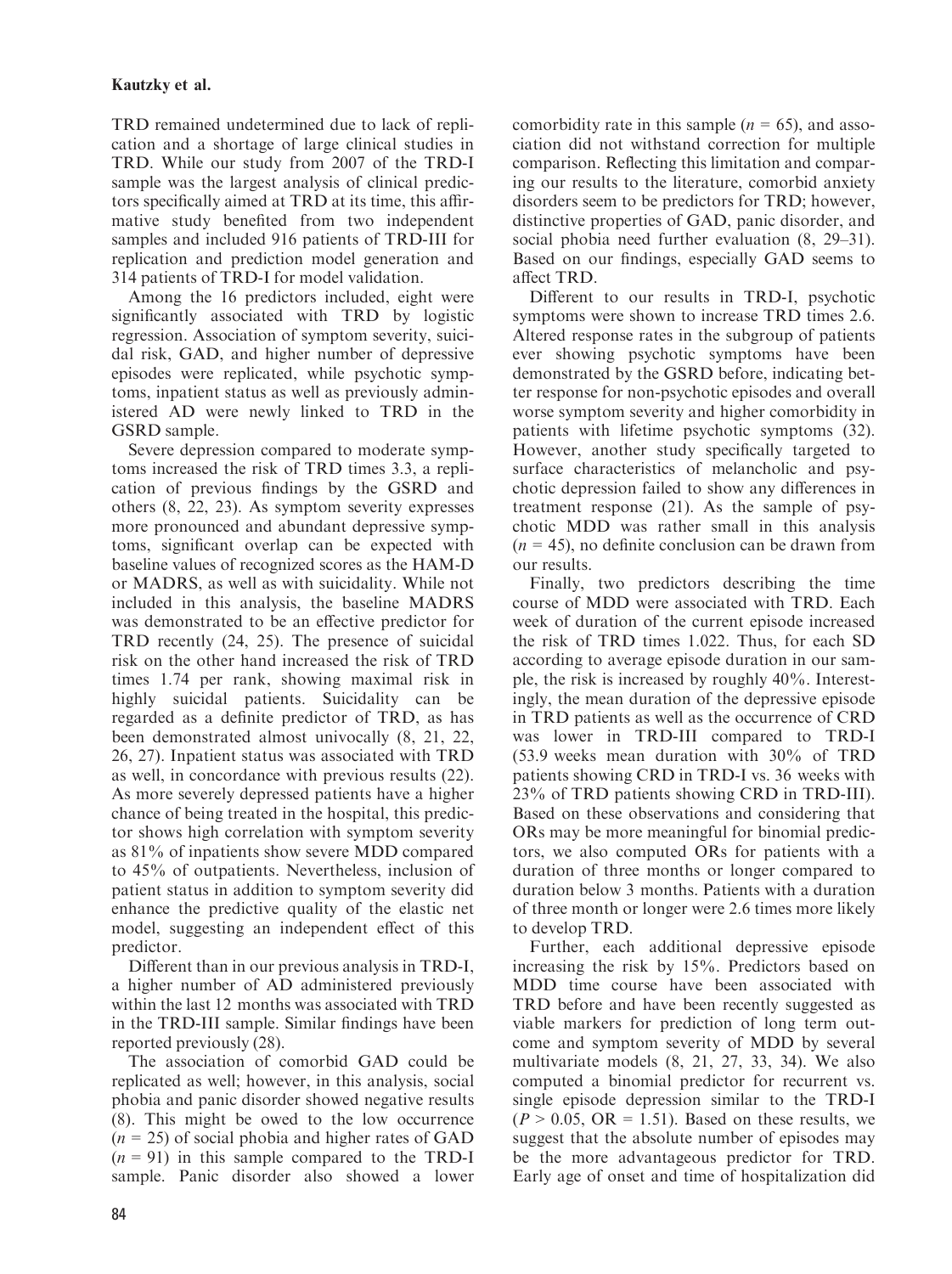TRD remained undetermined due to lack of replication and a shortage of large clinical studies in TRD. While our study from 2007 of the TRD-I sample was the largest analysis of clinical predictors specifically aimed at TRD at its time, this affirmative study benefited from two independent samples and included 916 patients of TRD-III for replication and prediction model generation and 314 patients of TRD-I for model validation.

Among the 16 predictors included, eight were significantly associated with TRD by logistic regression. Association of symptom severity, suicidal risk, GAD, and higher number of depressive episodes were replicated, while psychotic symptoms, inpatient status as well as previously administered AD were newly linked to TRD in the GSRD sample.

Severe depression compared to moderate symptoms increased the risk of TRD times 3.3, a replication of previous findings by the GSRD and others (8, 22, 23). As symptom severity expresses more pronounced and abundant depressive symptoms, significant overlap can be expected with baseline values of recognized scores as the HAM-D or MADRS, as well as with suicidality. While not included in this analysis, the baseline MADRS was demonstrated to be an effective predictor for TRD recently (24, 25). The presence of suicidal risk on the other hand increased the risk of TRD times 1.74 per rank, showing maximal risk in highly suicidal patients. Suicidality can be regarded as a definite predictor of TRD, as has been demonstrated almost univocally (8, 21, 22, 26, 27). Inpatient status was associated with TRD as well, in concordance with previous results (22). As more severely depressed patients have a higher chance of being treated in the hospital, this predictor shows high correlation with symptom severity as 81% of inpatients show severe MDD compared to 45% of outpatients. Nevertheless, inclusion of patient status in addition to symptom severity did enhance the predictive quality of the elastic net model, suggesting an independent effect of this predictor.

Different than in our previous analysis in TRD-I, a higher number of AD administered previously within the last 12 months was associated with TRD in the TRD-III sample. Similar findings have been reported previously (28).

The association of comorbid GAD could be replicated as well; however, in this analysis, social phobia and panic disorder showed negative results (8). This might be owed to the low occurrence ($n = 25$) of social phobia and higher rates of GAD ($n = 91$) in this sample compared to the TRD-I sample. Panic disorder also showed a lower comorbidity rate in this sample ($n = 65$), and association did not withstand correction for multiple comparison. Reflecting this limitation and comparing our results to the literature, comorbid anxiety disorders seem to be predictors for TRD; however, distinctive properties of GAD, panic disorder, and social phobia need further evaluation (8, 29–31). Based on our findings, especially GAD seems to affect TRD.

Different to our results in TRD-I, psychotic symptoms were shown to increase TRD times 2.6. Altered response rates in the subgroup of patients ever showing psychotic symptoms have been demonstrated by the GSRD before, indicating better response for non-psychotic episodes and overall worse symptom severity and higher comorbidity in patients with lifetime psychotic symptoms (32). However, another study specifically targeted to surface characteristics of melancholic and psychotic depression failed to show any differences in treatment response (21). As the sample of psychotic MDD was rather small in this analysis ($n = 45$), no definite conclusion can be drawn from our results.

Finally, two predictors describing the time course of MDD were associated with TRD. Each week of duration of the current episode increased the risk of TRD times 1.022. Thus, for each SD according to average episode duration in our sample, the risk is increased by roughly 40%. Interestingly, the mean duration of the depressive episode in TRD patients as well as the occurrence of CRD was lower in TRD-III compared to TRD-I (53.9 weeks mean duration with 30% of TRD patients showing CRD in TRD-I vs. 36 weeks with 23% of TRD patients showing CRD in TRD-III). Based on these observations and considering that ORs may be more meaningful for binomial predictors, we also computed ORs for patients with a duration of three months or longer compared to duration below 3 months. Patients with a duration of three month or longer were 2.6 times more likely to develop TRD.

Further, each additional depressive episode increasing the risk by 15%. Predictors based on MDD time course have been associated with TRD before and have been recently suggested as viable markers for prediction of long term outcome and symptom severity of MDD by several multivariate models (8, 21, 27, 33, 34). We also computed a binomial predictor for recurrent vs. single episode depression similar to the TRD-I ($P > 0.05$, OR = 1.51). Based on these results, we suggest that the absolute number of episodes may be the more advantageous predictor for TRD. Early age of onset and time of hospitalization did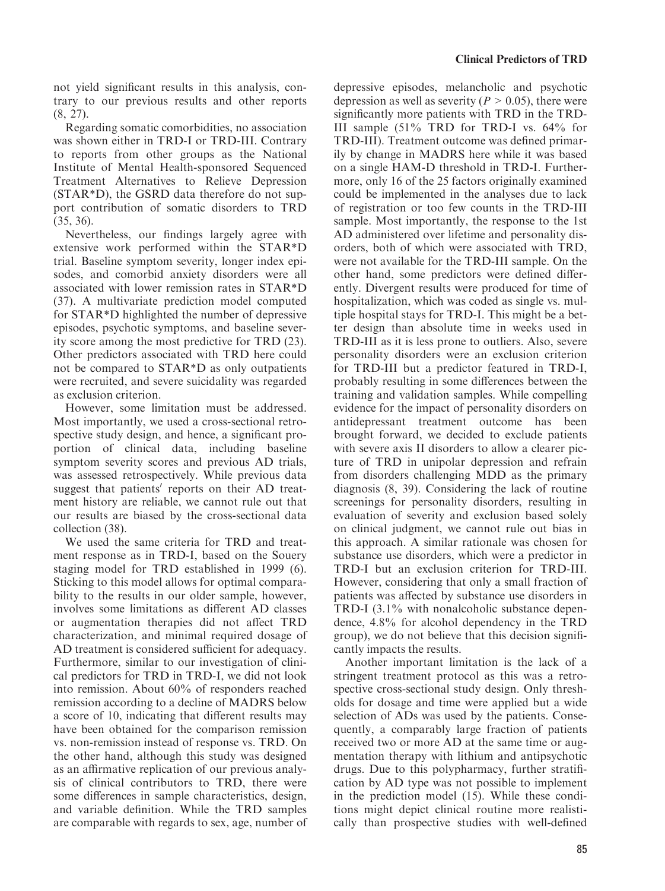not yield significant results in this analysis, contrary to our previous results and other reports (8, 27).

Regarding somatic comorbidities, no association was shown either in TRD-I or TRD-III. Contrary to reports from other groups as the National Institute of Mental Health-sponsored Sequenced Treatment Alternatives to Relieve Depression (STAR*D), the GSRD data therefore do not support contribution of somatic disorders to TRD (35, 36).

Nevertheless, our findings largely agree with extensive work performed within the STAR*D trial. Baseline symptom severity, longer index episodes, and comorbid anxiety disorders were all associated with lower remission rates in STAR*D (37). A multivariate prediction model computed for STAR*D highlighted the number of depressive episodes, psychotic symptoms, and baseline severity score among the most predictive for TRD (23). Other predictors associated with TRD here could not be compared to STAR*D as only outpatients were recruited, and severe suicidality was regarded as exclusion criterion.

However, some limitation must be addressed. Most importantly, we used a cross-sectional retrospective study design, and hence, a significant proportion of clinical data, including baseline symptom severity scores and previous AD trials, was assessed retrospectively. While previous data suggest that patients' reports on their AD treatment history are reliable, we cannot rule out that our results are biased by the cross-sectional data collection (38).

We used the same criteria for TRD and treatment response as in TRD-I, based on the Souery staging model for TRD established in 1999 (6). Sticking to this model allows for optimal comparability to the results in our older sample, however, involves some limitations as different AD classes or augmentation therapies did not affect TRD characterization, and minimal required dosage of AD treatment is considered sufficient for adequacy. Furthermore, similar to our investigation of clinical predictors for TRD in TRD-I, we did not look into remission. About 60% of responders reached remission according to a decline of MADRS below a score of 10, indicating that different results may have been obtained for the comparison remission vs. non-remission instead of response vs. TRD. On the other hand, although this study was designed as an affirmative replication of our previous analysis of clinical contributors to TRD, there were some differences in sample characteristics, design, and variable definition. While the TRD samples are comparable with regards to sex, age, number of depressive episodes, melancholic and psychotic depression as well as severity ($P > 0.05$), there were significantly more patients with TRD in the TRD-III sample (51% TRD for TRD-I vs. 64% for TRD-III). Treatment outcome was defined primarily by change in MADRS here while it was based on a single HAM-D threshold in TRD-I. Furthermore, only 16 of the 25 factors originally examined could be implemented in the analyses due to lack of registration or too few counts in the TRD-III sample. Most importantly, the response to the 1st AD administered over lifetime and personality disorders, both of which were associated with TRD, were not available for the TRD-III sample. On the other hand, some predictors were defined differently. Divergent results were produced for time of hospitalization, which was coded as single vs. multiple hospital stays for TRD-I. This might be a better design than absolute time in weeks used in TRD-III as it is less prone to outliers. Also, severe personality disorders were an exclusion criterion for TRD-III but a predictor featured in TRD-I, probably resulting in some differences between the training and validation samples. While compelling evidence for the impact of personality disorders on antidepressant treatment outcome has been brought forward, we decided to exclude patients with severe axis II disorders to allow a clearer picture of TRD in unipolar depression and refrain from disorders challenging MDD as the primary diagnosis (8, 39). Considering the lack of routine screenings for personality disorders, resulting in evaluation of severity and exclusion based solely on clinical judgment, we cannot rule out bias in this approach. A similar rationale was chosen for substance use disorders, which were a predictor in TRD-I but an exclusion criterion for TRD-III. However, considering that only a small fraction of patients was affected by substance use disorders in TRD-I (3.1% with nonalcoholic substance dependence, 4.8% for alcohol dependency in the TRD group), we do not believe that this decision significantly impacts the results.

Another important limitation is the lack of a stringent treatment protocol as this was a retrospective cross-sectional study design. Only thresholds for dosage and time were applied but a wide selection of ADs was used by the patients. Consequently, a comparably large fraction of patients received two or more AD at the same time or augmentation therapy with lithium and antipsychotic drugs. Due to this polypharmacy, further stratification by AD type was not possible to implement in the prediction model (15). While these conditions might depict clinical routine more realistically than prospective studies with well-defined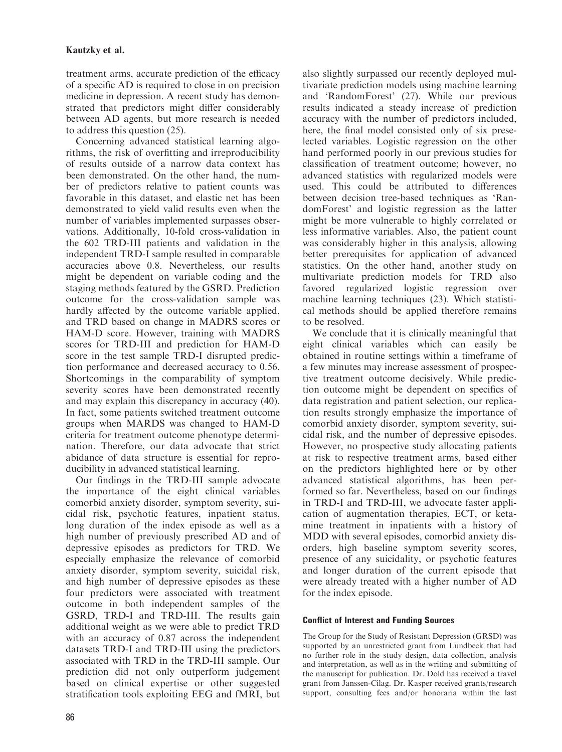treatment arms, accurate prediction of the efficacy of a specific AD is required to close in on precision medicine in depression. A recent study has demonstrated that predictors might differ considerably between AD agents, but more research is needed to address this question (25).

Concerning advanced statistical learning algorithms, the risk of overfitting and irreproducibility of results outside of a narrow data context has been demonstrated. On the other hand, the number of predictors relative to patient counts was favorable in this dataset, and elastic net has been demonstrated to yield valid results even when the number of variables implemented surpasses observations. Additionally, 10-fold cross-validation in the 602 TRD-III patients and validation in the independent TRD-I sample resulted in comparable accuracies above 0.8. Nevertheless, our results might be dependent on variable coding and the staging methods featured by the GSRD. Prediction outcome for the cross-validation sample was hardly affected by the outcome variable applied, and TRD based on change in MADRS scores or HAM-D score. However, training with MADRS scores for TRD-III and prediction for HAM-D score in the test sample TRD-I disrupted prediction performance and decreased accuracy to 0.56. Shortcomings in the comparability of symptom severity scores have been demonstrated recently and may explain this discrepancy in accuracy (40). In fact, some patients switched treatment outcome groups when MARDS was changed to HAM-D criteria for treatment outcome phenotype determination. Therefore, our data advocate that strict abidance of data structure is essential for reproducibility in advanced statistical learning.

Our findings in the TRD-III sample advocate the importance of the eight clinical variables comorbid anxiety disorder, symptom severity, suicidal risk, psychotic features, inpatient status, long duration of the index episode as well as a high number of previously prescribed AD and of depressive episodes as predictors for TRD. We especially emphasize the relevance of comorbid anxiety disorder, symptom severity, suicidal risk, and high number of depressive episodes as these four predictors were associated with treatment outcome in both independent samples of the GSRD, TRD-I and TRD-III. The results gain additional weight as we were able to predict TRD with an accuracy of 0.87 across the independent datasets TRD-I and TRD-III using the predictors associated with TRD in the TRD-III sample. Our prediction did not only outperform judgement based on clinical expertise or other suggested stratification tools exploiting EEG and fMRI, but also slightly surpassed our recently deployed multivariate prediction models using machine learning and 'RandomForest' (27). While our previous results indicated a steady increase of prediction accuracy with the number of predictors included, here, the final model consisted only of six preselected variables. Logistic regression on the other hand performed poorly in our previous studies for classification of treatment outcome; however, no advanced statistics with regularized models were used. This could be attributed to differences between decision tree-based techniques as 'RandomForest' and logistic regression as the latter might be more vulnerable to highly correlated or less informative variables. Also, the patient count was considerably higher in this analysis, allowing better prerequisites for application of advanced statistics. On the other hand, another study on multivariate prediction models for TRD also favored regularized logistic regression over machine learning techniques (23). Which statistical methods should be applied therefore remains to be resolved.

We conclude that it is clinically meaningful that eight clinical variables which can easily be obtained in routine settings within a timeframe of a few minutes may increase assessment of prospective treatment outcome decisively. While prediction outcome might be dependent on specifics of data registration and patient selection, our replication results strongly emphasize the importance of comorbid anxiety disorder, symptom severity, suicidal risk, and the number of depressive episodes. However, no prospective study allocating patients at risk to respective treatment arms, based either on the predictors highlighted here or by other advanced statistical algorithms, has been performed so far. Nevertheless, based on our findings in TRD-I and TRD-III, we advocate faster application of augmentation therapies, ECT, or ketamine treatment in inpatients with a history of MDD with several episodes, comorbid anxiety disorders, high baseline symptom severity scores, presence of any suicidality, or psychotic features and longer duration of the current episode that were already treated with a higher number of AD for the index episode.

### Conflict of Interest and Funding Sources

The Group for the Study of Resistant Depression (GRSD) was supported by an unrestricted grant from Lundbeck that had no further role in the study design, data collection, analysis and interpretation, as well as in the writing and submitting of the manuscript for publication. Dr. Dold has received a travel grant from Janssen-Cilag. Dr. Kasper received grants/research support, consulting fees and/or honoraria within the last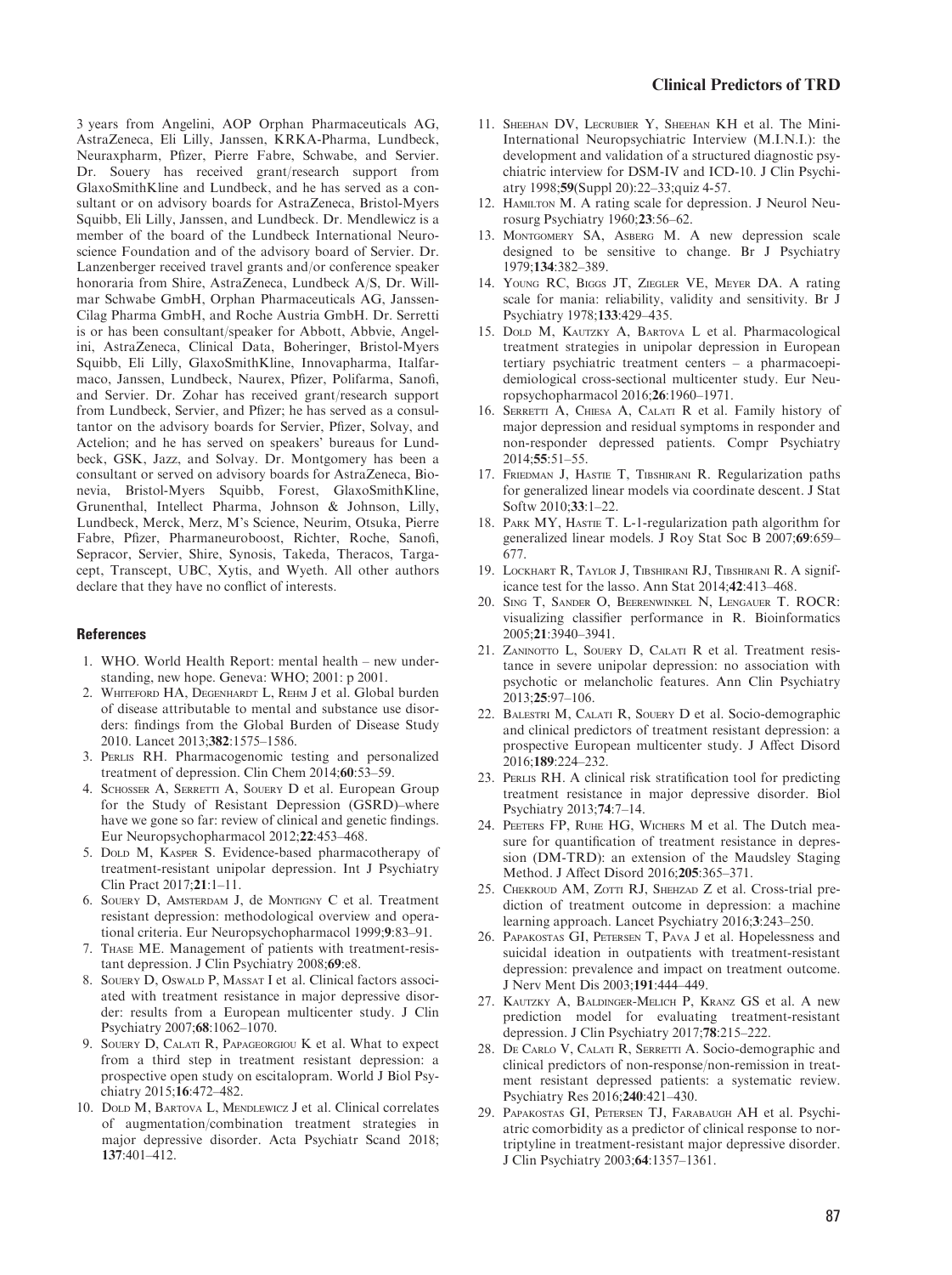3 years from Angelini, AOP Orphan Pharmaceuticals AG, AstraZeneca, Eli Lilly, Janssen, KRKA-Pharma, Lundbeck, Neuraxpharm, Pfizer, Pierre Fabre, Schwabe, and Servier. Dr. Souery has received grant/research support from GlaxoSmithKline and Lundbeck, and he has served as a consultant or on advisory boards for AstraZeneca, Bristol-Myers Squibb, Eli Lilly, Janssen, and Lundbeck. Dr. Mendlewicz is a member of the board of the Lundbeck International Neuroscience Foundation and of the advisory board of Servier. Dr. Lanzenberger received travel grants and/or conference speaker honoraria from Shire, AstraZeneca, Lundbeck A/S, Dr. Willmar Schwabe GmbH, Orphan Pharmaceuticals AG, Janssen-Cilag Pharma GmbH, and Roche Austria GmbH. Dr. Serretti is or has been consultant/speaker for Abbott, Abbvie, Angelini, AstraZeneca, Clinical Data, Boheringer, Bristol-Myers Squibb, Eli Lilly, GlaxoSmithKline, Innovapharma, Italfarmaco, Janssen, Lundbeck, Naurex, Pfizer, Polifarma, Sanofi, and Servier. Dr. Zohar has received grant/research support from Lundbeck, Servier, and Pfizer; he has served as a consultantor on the advisory boards for Servier, Pfizer, Solvay, and Actelion; and he has served on speakers' bureaus for Lundbeck, GSK, Jazz, and Solvay. Dr. Montgomery has been a consultant or served on advisory boards for AstraZeneca, Bionevia, Bristol-Myers Squibb, Forest, GlaxoSmithKline, Grunenthal, Intellect Pharma, Johnson & Johnson, Lilly, Lundbeck, Merck, Merz, M's Science, Neurim, Otsuka, Pierre Fabre, Pfizer, Pharmaneuroboost, Richter, Roche, Sanofi, Sepracor, Servier, Shire, Synosis, Takeda, Theracos, Targacept, Transcept, UBC, Xytis, and Wyeth. All other authors declare that they have no conflict of interests.

## References

1. WHO. World Health Report: mental health – new understanding, new hope. Geneva: WHO; 2001: p 2001.
2. Whiteford HA, Degenhardt L, Rehm J et al. Global burden of disease attributable to mental and substance use disorders: findings from the Global Burden of Disease Study 2010. Lancet 2013;**382**:1575–1586.
3. Perlis RH. Pharmacogenomic testing and personalized treatment of depression. Clin Chem 2014;**60**:53–59.
4. Schosser A, Serretti A, Souery D et al. European Group for the Study of Resistant Depression (GSRD)–where have we gone so far: review of clinical and genetic findings. Eur Neuropsychopharmacol 2012;**22**:453–468.
5. Dold M, Kasper S. Evidence-based pharmacotherapy of treatment-resistant unipolar depression. Int J Psychiatry Clin Pract 2017;**21**:1–11.
6. Souery D, Amsterdam J, de Montigny C et al. Treatment resistant depression: methodological overview and operational criteria. Eur Neuropsychopharmacol 1999;**9**:83–91.
7. Thase ME. Management of patients with treatment-resistant depression. J Clin Psychiatry 2008;**69**:e8.
8. Souery D, Oswald P, Massat I et al. Clinical factors associated with treatment resistance in major depressive disorder: results from a European multicenter study. J Clin Psychiatry 2007;**68**:1062–1070.
9. Souery D, Calati R, Papageorgiou K et al. What to expect from a third step in treatment resistant depression: a prospective open study on escitalopram. World J Biol Psychiatry 2015;**16**:472–482.
10. Dold M, Bartova L, Mendlewicz J et al. Clinical correlates of augmentation/combination treatment strategies in major depressive disorder. Acta Psychiatr Scand 2018; **137**:401–412.
11. Sheehan DV, Lecrubier Y, Sheehan KH et al. The Mini-International Neuropsychiatric Interview (M.I.N.I.): the development and validation of a structured diagnostic psychiatric interview for DSM-IV and ICD-10. J Clin Psychiatry 1998;**59**(Suppl 20):22–33;quiz 4-57.
12. Hamilton M. A rating scale for depression. J Neurol Neurosurg Psychiatry 1960;**23**:56–62.
13. Montgomery SA, Asberg M. A new depression scale designed to be sensitive to change. Br J Psychiatry 1979;**134**:382–389.
14. Young RC, Biggs JT, Ziegler VE, Meyer DA. A rating scale for mania: reliability, validity and sensitivity. Br J Psychiatry 1978;**133**:429–435.
15. Dold M, Kautzky A, Bartova L et al. Pharmacological treatment strategies in unipolar depression in European tertiary psychiatric treatment centers – a pharmacoepidemiological cross-sectional multicenter study. Eur Neuropsychopharmacol 2016;**26**:1960–1971.
16. Serretti A, Chiesa A, Calati R et al. Family history of major depression and residual symptoms in responder and non-responder depressed patients. Compr Psychiatry 2014;**55**:51–55.
17. Friedman J, Hastie T, Tibshirani R. Regularization paths for generalized linear models via coordinate descent. J Stat Softw 2010;**33**:1–22.
18. Park MY, Hastie T. L-1-regularization path algorithm for generalized linear models. J Roy Stat Soc B 2007;**69**:659–677.
19. Lockhart R, Taylor J, Tibshirani RJ, Tibshirani R. A significance test for the lasso. Ann Stat 2014;**42**:413–468.
20. Sing T, Sander O, Beerenwinkel N, Lengauer T. ROCR: visualizing classifier performance in R. Bioinformatics 2005;**21**:3940–3941.
21. Zaninotto L, Souery D, Calati R et al. Treatment resistance in severe unipolar depression: no association with psychotic or melancholic features. Ann Clin Psychiatry 2013;**25**:97–106.
22. Balestri M, Calati R, Souery D et al. Socio-demographic and clinical predictors of treatment resistant depression: a prospective European multicenter study. J Affect Disord 2016;**189**:224–232.
23. Perlis RH. A clinical risk stratification tool for predicting treatment resistance in major depressive disorder. Biol Psychiatry 2013;**74**:7–14.
24. Peeters FP, Ruhe HG, Wichers M et al. The Dutch measure for quantification of treatment resistance in depression (DM-TRD): an extension of the Maudsley Staging Method. J Affect Disord 2016;**205**:365–371.
25. Chekroud AM, Zotti RJ, Shehzad Z et al. Cross-trial prediction of treatment outcome in depression: a machine learning approach. Lancet Psychiatry 2016;**3**:243–250.
26. Papakostas GI, Petersen T, Pava J et al. Hopelessness and suicidal ideation in outpatients with treatment-resistant depression: prevalence and impact on treatment outcome. J Nerv Ment Dis 2003;**191**:444–449.
27. Kautzky A, Baldinger-Melich P, Kranz GS et al. A new prediction model for evaluating treatment-resistant depression. J Clin Psychiatry 2017;**78**:215–222.
28. De Carlo V, Calati R, Serretti A. Socio-demographic and clinical predictors of non-response/non-remission in treatment resistant depressed patients: a systematic review. Psychiatry Res 2016;**240**:421–430.
29. Papakostas GI, Petersen TJ, Farabaugh AH et al. Psychiatric comorbidity as a predictor of clinical response to nortriptyline in treatment-resistant major depressive disorder. J Clin Psychiatry 2003;**64**:1357–1361.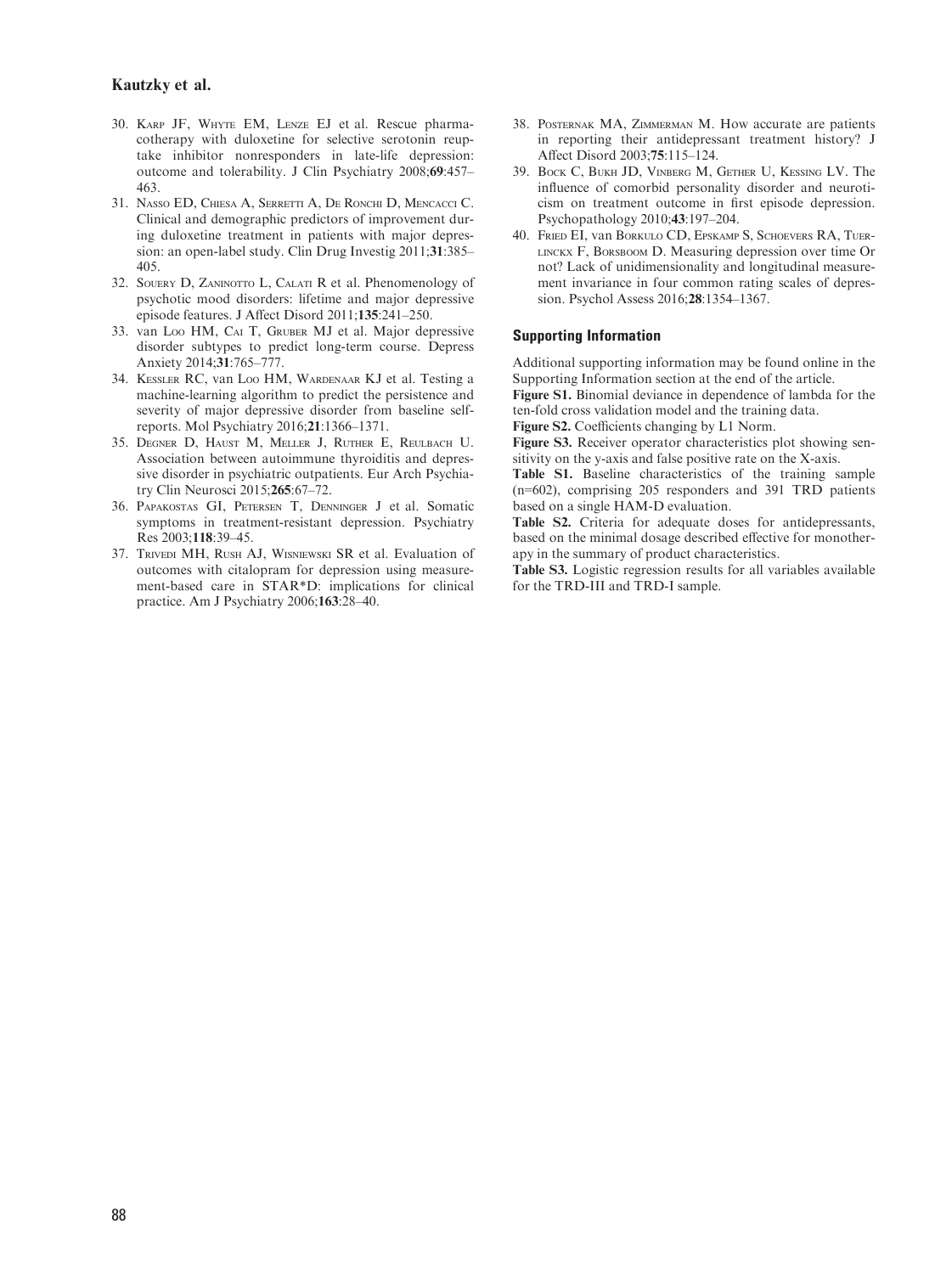30. Karp JF, Whyte EM, Lenze EJ et al. Rescue pharmacotherapy with duloxetine for selective serotonin reuptake inhibitor nonresponders in late-life depression: outcome and tolerability. J Clin Psychiatry 2008;**69**:457–463.
31. Nasso ED, Chiesa A, Serretti A, De Ronchi D, Mencacci C. Clinical and demographic predictors of improvement during duloxetine treatment in patients with major depression: an open-label study. Clin Drug Investig 2011;**31**:385–405.
32. Souery D, Zaninotto L, Calati R et al. Phenomenology of psychotic mood disorders: lifetime and major depressive episode features. J Affect Disord 2011;**135**:241–250.
33. van Loo HM, Cai T, Gruber MJ et al. Major depressive disorder subtypes to predict long-term course. Depress Anxiety 2014;**31**:765–777.
34. Kessler RC, van Loo HM, Wardenaar KJ et al. Testing a machine-learning algorithm to predict the persistence and severity of major depressive disorder from baseline self-reports. Mol Psychiatry 2016;**21**:1366–1371.
35. Degner D, Haust M, Meller J, Ruther E, Reulbach U. Association between autoimmune thyroiditis and depressive disorder in psychiatric outpatients. Eur Arch Psychiatry Clin Neurosci 2015;**265**:67–72.
36. Papakostas GI, Petersen T, Denninger J et al. Somatic symptoms in treatment-resistant depression. Psychiatry Res 2003;**118**:39–45.
37. Trivedi MH, Rush AJ, Wisniewski SR et al. Evaluation of outcomes with citalopram for depression using measurement-based care in STAR*D: implications for clinical practice. Am J Psychiatry 2006;**163**:28–40.
38. Posternak MA, Zimmerman M. How accurate are patients in reporting their antidepressant treatment history? J Affect Disord 2003;**75**:115–124.
39. Bock C, Bukh JD, Vinberg M, Gether U, Kessing LV. The influence of comorbid personality disorder and neuroticism on treatment outcome in first episode depression. Psychopathology 2010;**43**:197–204.
40. Fried EI, van Borkulo CD, Epskamp S, Schoevers RA, Tuerlinckx F, Borsboom D. Measuring depression over time Or not? Lack of unidimensionality and longitudinal measurement invariance in four common rating scales of depression. Psychol Assess 2016;**28**:1354–1367.

### Supporting Information

Additional supporting information may be found online in the Supporting Information section at the end of the article.

**Figure S1.** Binomial deviance in dependence of lambda for the ten-fold cross validation model and the training data.

**Figure S2.** Coefficients changing by L1 Norm.

**Figure S3.** Receiver operator characteristics plot showing sensitivity on the y-axis and false positive rate on the X-axis.

**Table S1.** Baseline characteristics of the training sample (n=602), comprising 205 responders and 391 TRD patients based on a single HAM-D evaluation.

**Table S2.** Criteria for adequate doses for antidepressants, based on the minimal dosage described effective for monotherapy in the summary of product characteristics.

**Table S3.** Logistic regression results for all variables available for the TRD-III and TRD-I sample.